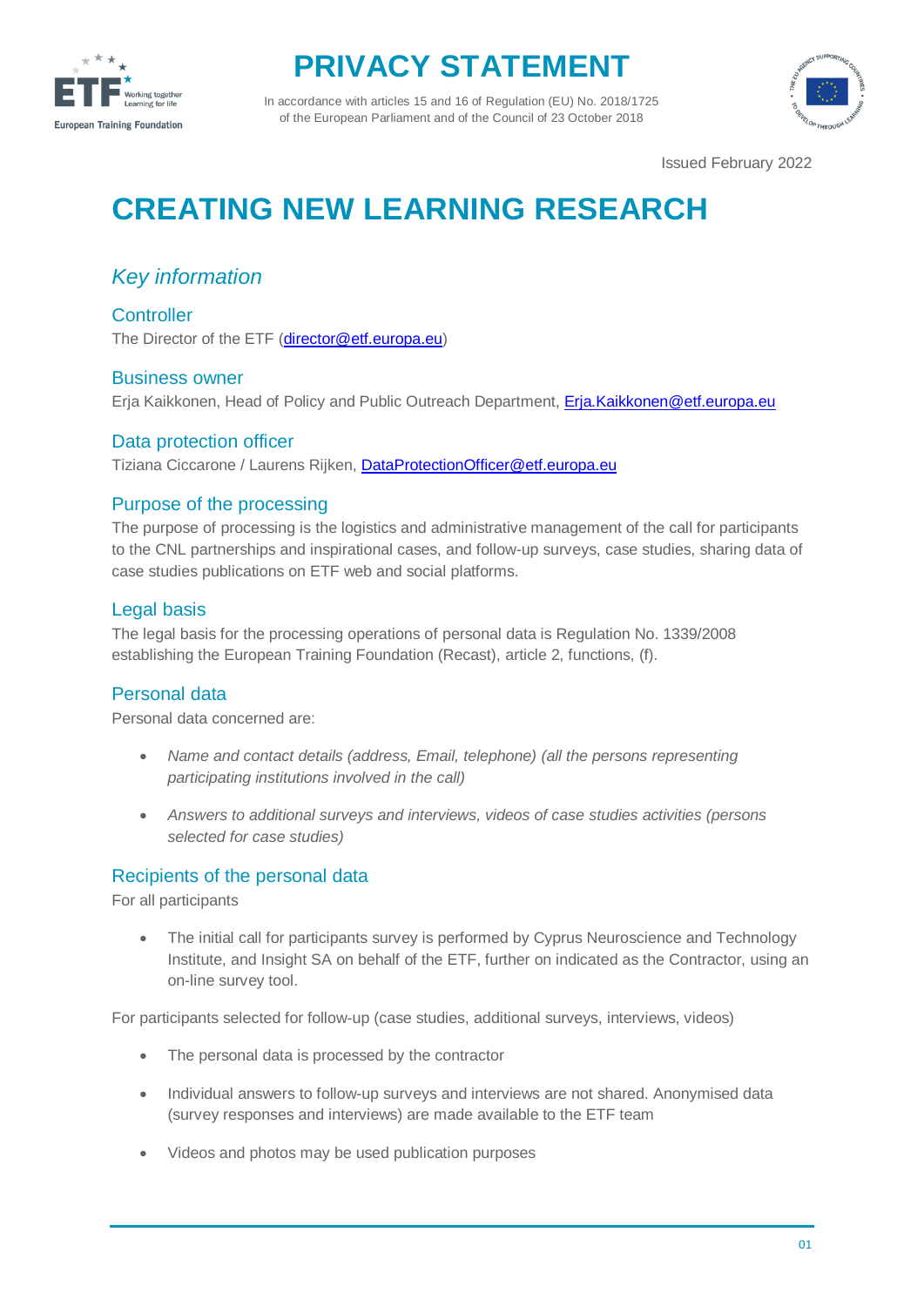# PRIVACY STATEMENT

In accordance with articles 15 and 16 of Regulation (EU) No. 2018/1725 of the European Parliament and of the Council of 23 October 2018

Issued February 2022

# CREATING NEW LEARNING RESEARCH

## *Key information*

### Controller

The Director of the ETF (director@etf.europa.eu)

### Business owner

Erja Kaikkonen, Head of Policy and Public Outreach Department, Erja.Kaikkonen@etf.europa.eu

### Data protection officer

Tiziana Ciccarone / Laurens Rijken, DataProtectionOfficer@etf.europa.eu

### Purpose of the processing

The purpose of processing is the logistics and administrative management of the call for participants to the CNL partnerships and inspirational cases, and follow-up surveys, case studies, sharing data of case studies publications on ETF web and social platforms.

### Legal basis

The legal basis for the processing operations of personal data is Regulation No. 1339/2008 establishing the European Training Foundation (Recast), article 2, functions, (f).

### Personal data

Personal data concerned are:

- *Name and contact details (address, Email, telephone) (all the persons representing participating institutions involved in the call)*
- *Answers to additional surveys and interviews, videos of case studies activities (persons selected for case studies)*

### Recipients of the personal data

For all participants

- The initial call for participants survey is performed by Cyprus Neuroscience and Technology Institute, and Insight SA on behalf of the ETF, further on indicated as the Contractor, using an on-line survey tool.

For participants selected for follow-up (case studies, additional surveys, interviews, videos)

- The personal data is processed by the contractor
- Individual answers to follow-up surveys and interviews are not shared. Anonymised data (survey responses and interviews) are made available to the ETF team
- Videos and photos may be used publication purposes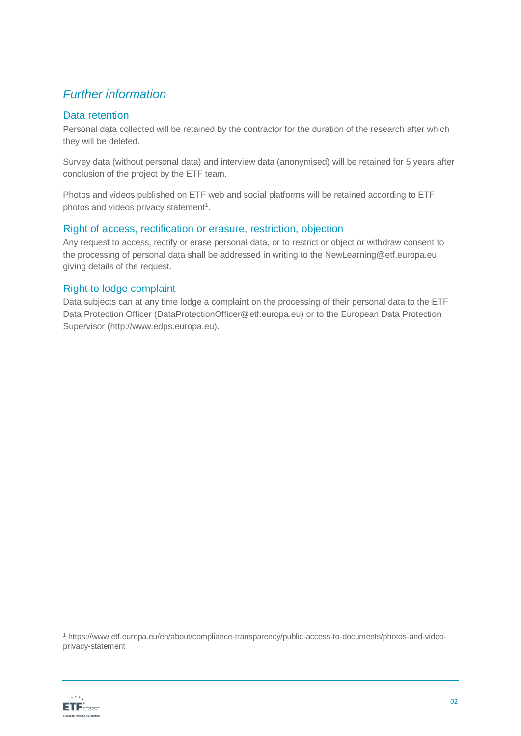## *Further information*

### Data retention

Personal data collected will be retained by the contractor for the duration of the research after which they will be deleted.

Survey data (without personal data) and interview data (anonymised) will be retained for 5 years after conclusion of the project by the ETF team.

Photos and videos published on ETF web and social platforms will be retained according to ETF photos and videos privacy statement[1].

### Right of access, rectification or erasure, restriction, objection

Any request to access, rectify or erase personal data, or to restrict or object or withdraw consent to the processing of personal data shall be addressed in writing to the NewLearning@etf.europa.eu giving details of the request.

### Right to lodge complaint

Data subjects can at any time lodge a complaint on the processing of their personal data to the ETF Data Protection Officer (DataProtectionOfficer@etf.europa.eu) or to the European Data Protection Supervisor (http://www.edps.europa.eu).

---

[1] https://www.etf.europa.eu/en/about/compliance-transparency/public-access-to-documents/photos-and-video-privacy-statement